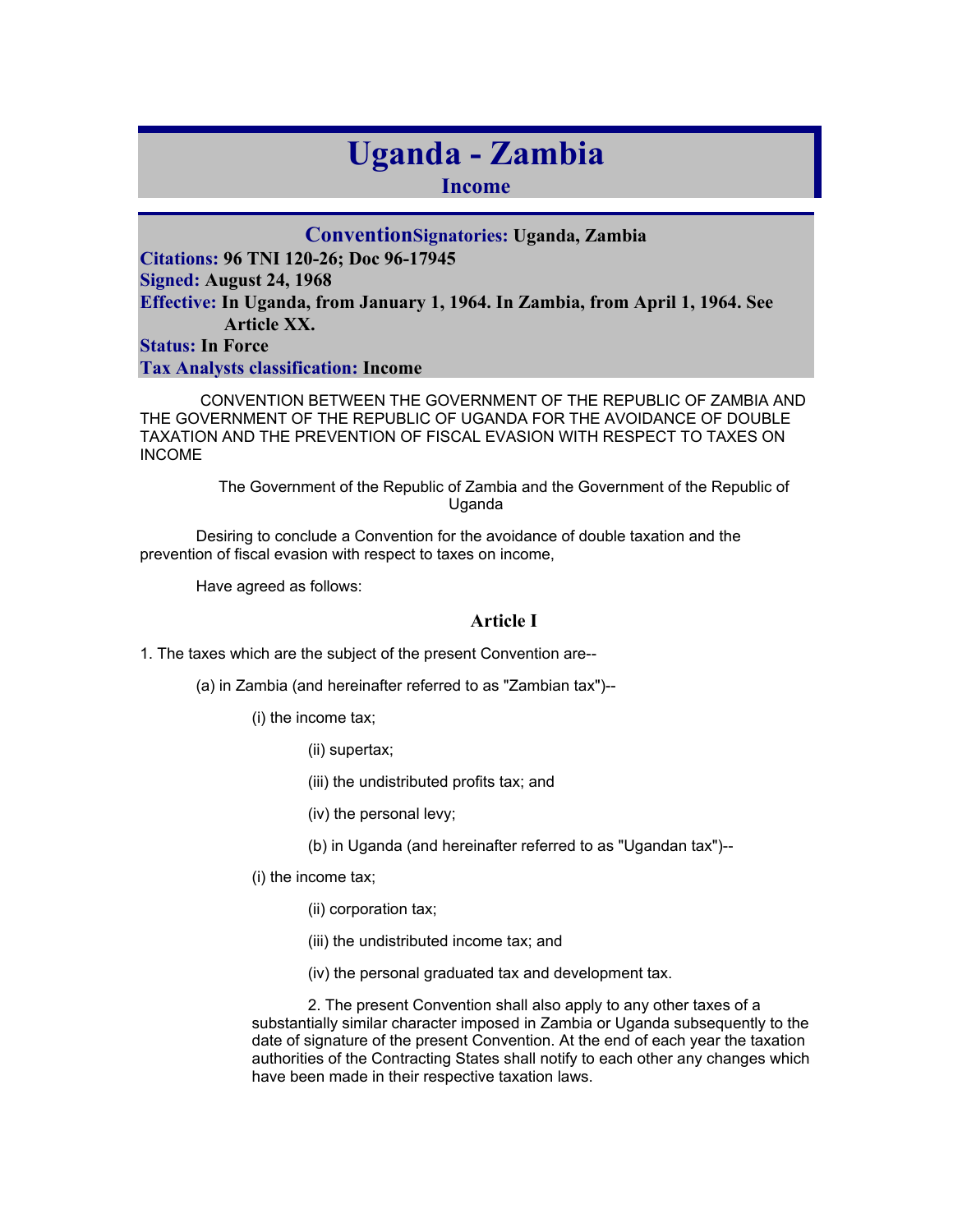# Uganda - Zambia

## Income

**Convention** **Signatories:** Uganda, Zambia

**Citations:** 96 TNI 120-26; Doc 96-17945

**Signed:** August 24, 1968

**Effective:** In Uganda, from January 1, 1964. In Zambia, from April 1, 1964. See Article XX.

**Status:** In Force

**Tax Analysts classification:** Income

CONVENTION BETWEEN THE GOVERNMENT OF THE REPUBLIC OF ZAMBIA AND THE GOVERNMENT OF THE REPUBLIC OF UGANDA FOR THE AVOIDANCE OF DOUBLE TAXATION AND THE PREVENTION OF FISCAL EVASION WITH RESPECT TO TAXES ON INCOME

The Government of the Republic of Zambia and the Government of the Republic of Uganda

Desiring to conclude a Convention for the avoidance of double taxation and the prevention of fiscal evasion with respect to taxes on income,

Have agreed as follows:

### Article I

1. The taxes which are the subject of the present Convention are--

(a) in Zambia (and hereinafter referred to as "Zambian tax")--

(i) the income tax;

(ii) supertax;

(iii) the undistributed profits tax; and

(iv) the personal levy;

(b) in Uganda (and hereinafter referred to as "Ugandan tax")--

(i) the income tax;

(ii) corporation tax;

(iii) the undistributed income tax; and

(iv) the personal graduated tax and development tax.

2. The present Convention shall also apply to any other taxes of a substantially similar character imposed in Zambia or Uganda subsequently to the date of signature of the present Convention. At the end of each year the taxation authorities of the Contracting States shall notify to each other any changes which have been made in their respective taxation laws.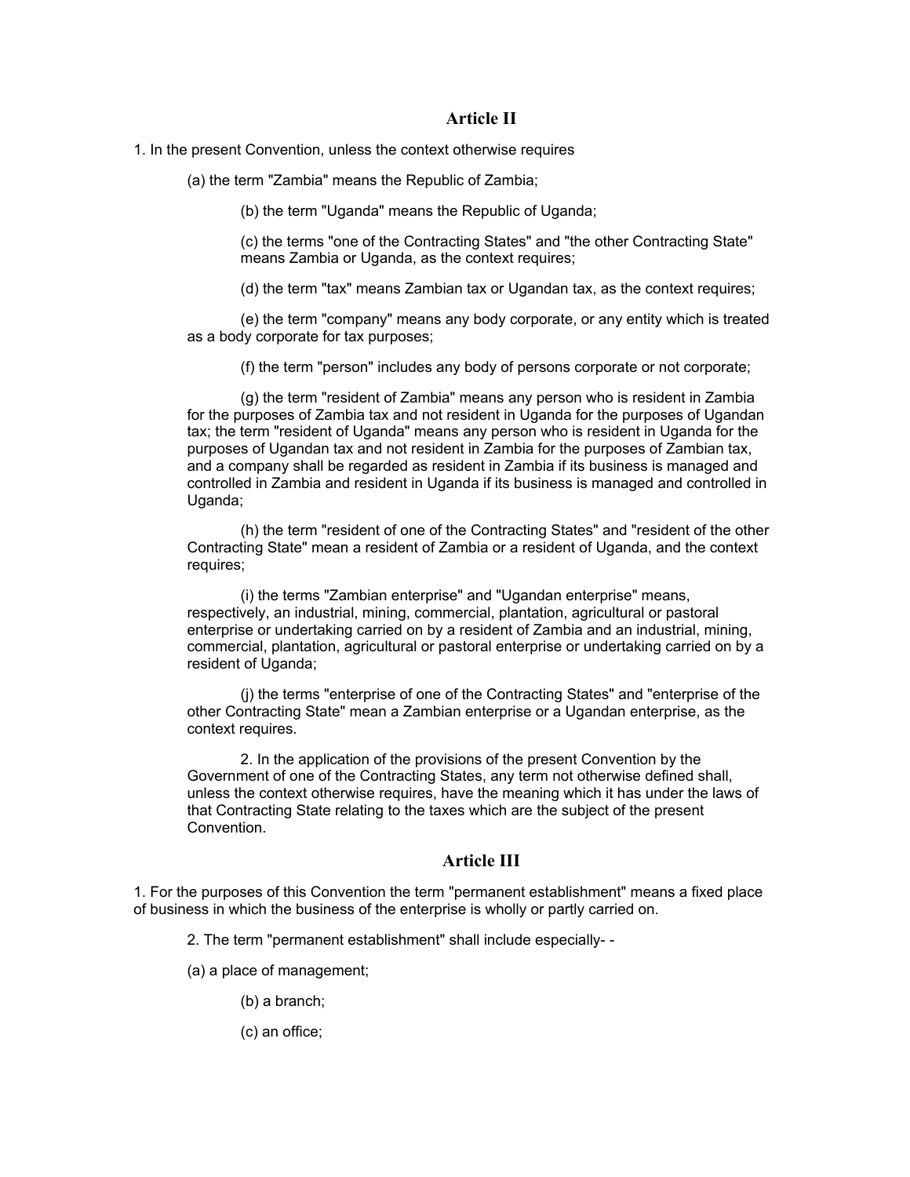## Article II

1. In the present Convention, unless the context otherwise requires

(a) the term "Zambia" means the Republic of Zambia;

(b) the term "Uganda" means the Republic of Uganda;

(c) the terms "one of the Contracting States" and "the other Contracting State" means Zambia or Uganda, as the context requires;

(d) the term "tax" means Zambian tax or Ugandan tax, as the context requires;

(e) the term "company" means any body corporate, or any entity which is treated as a body corporate for tax purposes;

(f) the term "person" includes any body of persons corporate or not corporate;

(g) the term "resident of Zambia" means any person who is resident in Zambia for the purposes of Zambia tax and not resident in Uganda for the purposes of Ugandan tax; the term "resident of Uganda" means any person who is resident in Uganda for the purposes of Ugandan tax and not resident in Zambia for the purposes of Zambian tax, and a company shall be regarded as resident in Zambia if its business is managed and controlled in Zambia and resident in Uganda if its business is managed and controlled in Uganda;

(h) the term "resident of one of the Contracting States" and "resident of the other Contracting State" mean a resident of Zambia or a resident of Uganda, and the context requires;

(i) the terms "Zambian enterprise" and "Ugandan enterprise" means, respectively, an industrial, mining, commercial, plantation, agricultural or pastoral enterprise or undertaking carried on by a resident of Zambia and an industrial, mining, commercial, plantation, agricultural or pastoral enterprise or undertaking carried on by a resident of Uganda;

(j) the terms "enterprise of one of the Contracting States" and "enterprise of the other Contracting State" mean a Zambian enterprise or a Ugandan enterprise, as the context requires.

2. In the application of the provisions of the present Convention by the Government of one of the Contracting States, any term not otherwise defined shall, unless the context otherwise requires, have the meaning which it has under the laws of that Contracting State relating to the taxes which are the subject of the present Convention.

## Article III

1. For the purposes of this Convention the term "permanent establishment" means a fixed place of business in which the business of the enterprise is wholly or partly carried on.

2. The term "permanent establishment" shall include especially- -

(a) a place of management;

(b) a branch;

(c) an office;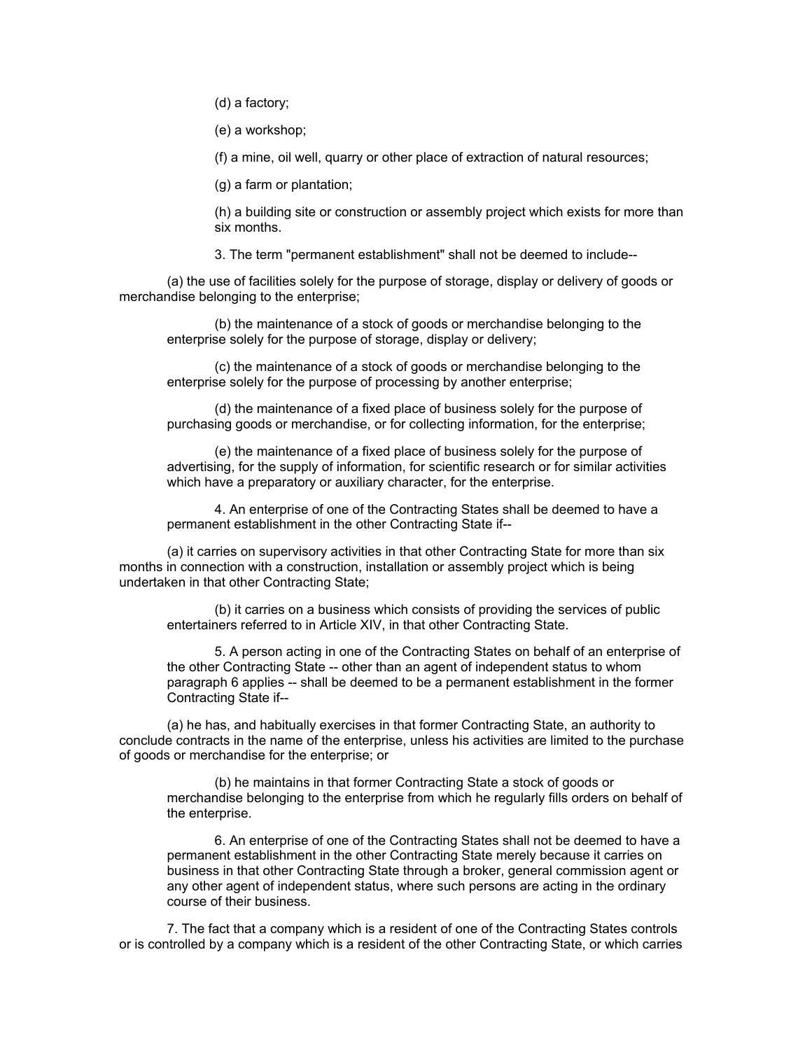(d) a factory;

(e) a workshop;

(f) a mine, oil well, quarry or other place of extraction of natural resources;

(g) a farm or plantation;

(h) a building site or construction or assembly project which exists for more than six months.

3. The term "permanent establishment" shall not be deemed to include--

(a) the use of facilities solely for the purpose of storage, display or delivery of goods or merchandise belonging to the enterprise;

(b) the maintenance of a stock of goods or merchandise belonging to the enterprise solely for the purpose of storage, display or delivery;

(c) the maintenance of a stock of goods or merchandise belonging to the enterprise solely for the purpose of processing by another enterprise;

(d) the maintenance of a fixed place of business solely for the purpose of purchasing goods or merchandise, or for collecting information, for the enterprise;

(e) the maintenance of a fixed place of business solely for the purpose of advertising, for the supply of information, for scientific research or for similar activities which have a preparatory or auxiliary character, for the enterprise.

4. An enterprise of one of the Contracting States shall be deemed to have a permanent establishment in the other Contracting State if--

(a) it carries on supervisory activities in that other Contracting State for more than six months in connection with a construction, installation or assembly project which is being undertaken in that other Contracting State;

(b) it carries on a business which consists of providing the services of public entertainers referred to in Article XIV, in that other Contracting State.

5. A person acting in one of the Contracting States on behalf of an enterprise of the other Contracting State -- other than an agent of independent status to whom paragraph 6 applies -- shall be deemed to be a permanent establishment in the former Contracting State if--

(a) he has, and habitually exercises in that former Contracting State, an authority to conclude contracts in the name of the enterprise, unless his activities are limited to the purchase of goods or merchandise for the enterprise; or

(b) he maintains in that former Contracting State a stock of goods or merchandise belonging to the enterprise from which he regularly fills orders on behalf of the enterprise.

6. An enterprise of one of the Contracting States shall not be deemed to have a permanent establishment in the other Contracting State merely because it carries on business in that other Contracting State through a broker, general commission agent or any other agent of independent status, where such persons are acting in the ordinary course of their business.

7. The fact that a company which is a resident of one of the Contracting States controls or is controlled by a company which is a resident of the other Contracting State, or which carries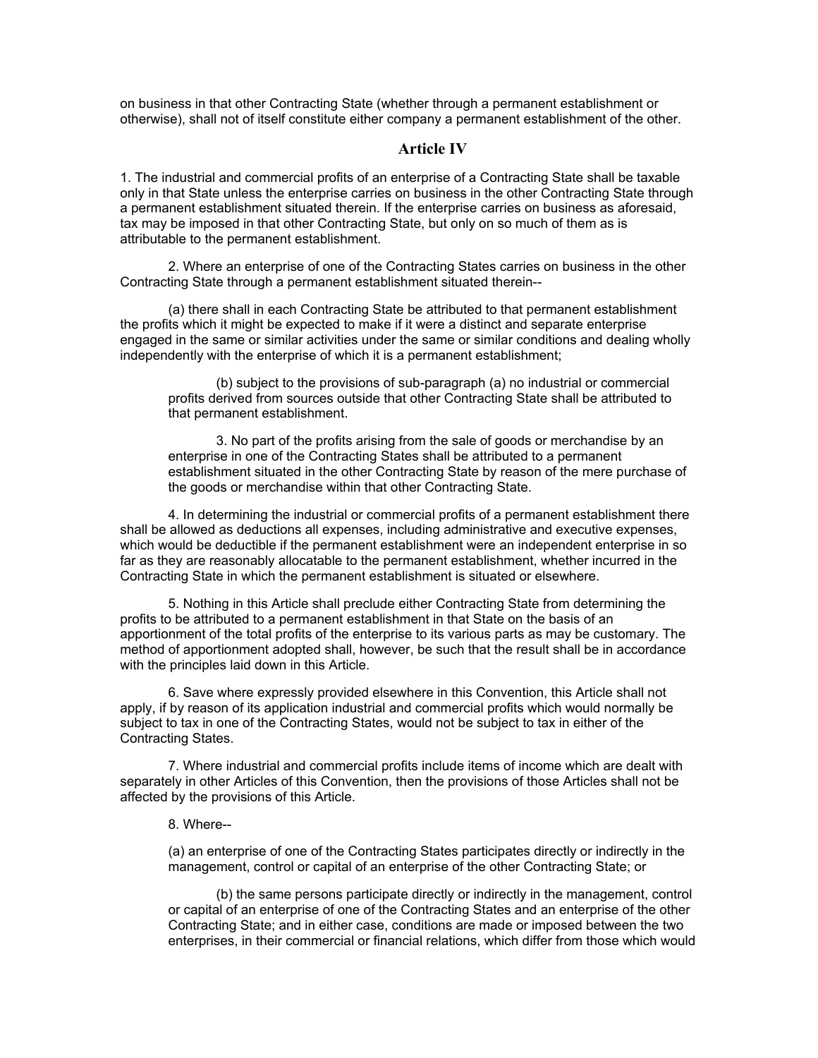on business in that other Contracting State (whether through a permanent establishment or otherwise), shall not of itself constitute either company a permanent establishment of the other.

## Article IV

1. The industrial and commercial profits of an enterprise of a Contracting State shall be taxable only in that State unless the enterprise carries on business in the other Contracting State through a permanent establishment situated therein. If the enterprise carries on business as aforesaid, tax may be imposed in that other Contracting State, but only on so much of them as is attributable to the permanent establishment.

2. Where an enterprise of one of the Contracting States carries on business in the other Contracting State through a permanent establishment situated therein--

(a) there shall in each Contracting State be attributed to that permanent establishment the profits which it might be expected to make if it were a distinct and separate enterprise engaged in the same or similar activities under the same or similar conditions and dealing wholly independently with the enterprise of which it is a permanent establishment;

(b) subject to the provisions of sub-paragraph (a) no industrial or commercial profits derived from sources outside that other Contracting State shall be attributed to that permanent establishment.

3. No part of the profits arising from the sale of goods or merchandise by an enterprise in one of the Contracting States shall be attributed to a permanent establishment situated in the other Contracting State by reason of the mere purchase of the goods or merchandise within that other Contracting State.

4. In determining the industrial or commercial profits of a permanent establishment there shall be allowed as deductions all expenses, including administrative and executive expenses, which would be deductible if the permanent establishment were an independent enterprise in so far as they are reasonably allocatable to the permanent establishment, whether incurred in the Contracting State in which the permanent establishment is situated or elsewhere.

5. Nothing in this Article shall preclude either Contracting State from determining the profits to be attributed to a permanent establishment in that State on the basis of an apportionment of the total profits of the enterprise to its various parts as may be customary. The method of apportionment adopted shall, however, be such that the result shall be in accordance with the principles laid down in this Article.

6. Save where expressly provided elsewhere in this Convention, this Article shall not apply, if by reason of its application industrial and commercial profits which would normally be subject to tax in one of the Contracting States, would not be subject to tax in either of the Contracting States.

7. Where industrial and commercial profits include items of income which are dealt with separately in other Articles of this Convention, then the provisions of those Articles shall not be affected by the provisions of this Article.

8. Where--

(a) an enterprise of one of the Contracting States participates directly or indirectly in the management, control or capital of an enterprise of the other Contracting State; or

(b) the same persons participate directly or indirectly in the management, control or capital of an enterprise of one of the Contracting States and an enterprise of the other Contracting State; and in either case, conditions are made or imposed between the two enterprises, in their commercial or financial relations, which differ from those which would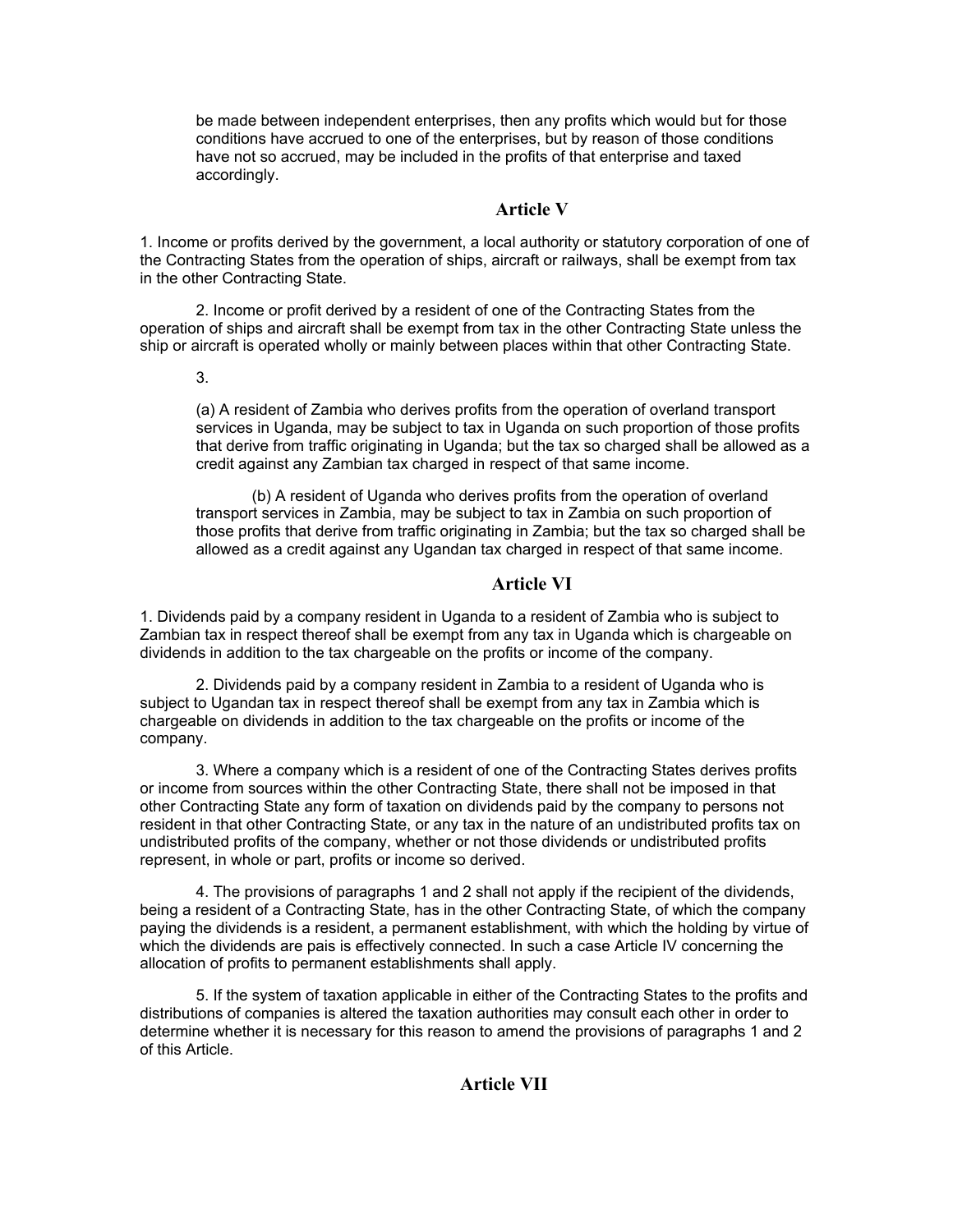be made between independent enterprises, then any profits which would but for those conditions have accrued to one of the enterprises, but by reason of those conditions have not so accrued, may be included in the profits of that enterprise and taxed accordingly.

## Article V

1. Income or profits derived by the government, a local authority or statutory corporation of one of the Contracting States from the operation of ships, aircraft or railways, shall be exempt from tax in the other Contracting State.

2. Income or profit derived by a resident of one of the Contracting States from the operation of ships and aircraft shall be exempt from tax in the other Contracting State unless the ship or aircraft is operated wholly or mainly between places within that other Contracting State.

3.

(a) A resident of Zambia who derives profits from the operation of overland transport services in Uganda, may be subject to tax in Uganda on such proportion of those profits that derive from traffic originating in Uganda; but the tax so charged shall be allowed as a credit against any Zambian tax charged in respect of that same income.

(b) A resident of Uganda who derives profits from the operation of overland transport services in Zambia, may be subject to tax in Zambia on such proportion of those profits that derive from traffic originating in Zambia; but the tax so charged shall be allowed as a credit against any Ugandan tax charged in respect of that same income.

## Article VI

1. Dividends paid by a company resident in Uganda to a resident of Zambia who is subject to Zambian tax in respect thereof shall be exempt from any tax in Uganda which is chargeable on dividends in addition to the tax chargeable on the profits or income of the company.

2. Dividends paid by a company resident in Zambia to a resident of Uganda who is subject to Ugandan tax in respect thereof shall be exempt from any tax in Zambia which is chargeable on dividends in addition to the tax chargeable on the profits or income of the company.

3. Where a company which is a resident of one of the Contracting States derives profits or income from sources within the other Contracting State, there shall not be imposed in that other Contracting State any form of taxation on dividends paid by the company to persons not resident in that other Contracting State, or any tax in the nature of an undistributed profits tax on undistributed profits of the company, whether or not those dividends or undistributed profits represent, in whole or part, profits or income so derived.

4. The provisions of paragraphs 1 and 2 shall not apply if the recipient of the dividends, being a resident of a Contracting State, has in the other Contracting State, of which the company paying the dividends is a resident, a permanent establishment, with which the holding by virtue of which the dividends are pais is effectively connected. In such a case Article IV concerning the allocation of profits to permanent establishments shall apply.

5. If the system of taxation applicable in either of the Contracting States to the profits and distributions of companies is altered the taxation authorities may consult each other in order to determine whether it is necessary for this reason to amend the provisions of paragraphs 1 and 2 of this Article.

## Article VII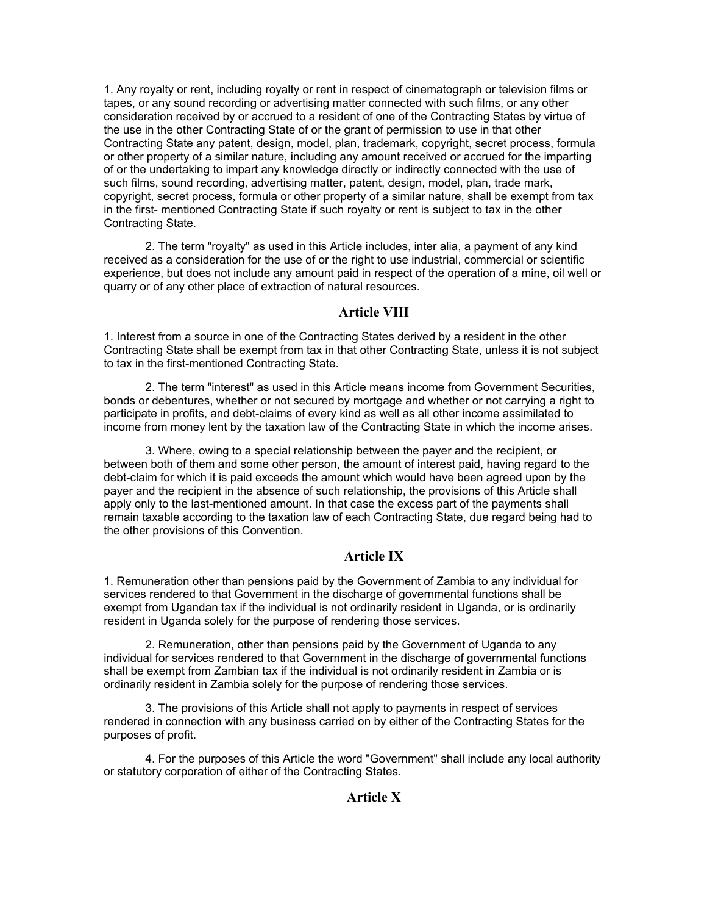1. Any royalty or rent, including royalty or rent in respect of cinematograph or television films or tapes, or any sound recording or advertising matter connected with such films, or any other consideration received by or accrued to a resident of one of the Contracting States by virtue of the use in the other Contracting State of or the grant of permission to use in that other Contracting State any patent, design, model, plan, trademark, copyright, secret process, formula or other property of a similar nature, including any amount received or accrued for the imparting of or the undertaking to impart any knowledge directly or indirectly connected with the use of such films, sound recording, advertising matter, patent, design, model, plan, trade mark, copyright, secret process, formula or other property of a similar nature, shall be exempt from tax in the first- mentioned Contracting State if such royalty or rent is subject to tax in the other Contracting State.

2. The term "royalty" as used in this Article includes, inter alia, a payment of any kind received as a consideration for the use of or the right to use industrial, commercial or scientific experience, but does not include any amount paid in respect of the operation of a mine, oil well or quarry or of any other place of extraction of natural resources.

## Article VIII

1. Interest from a source in one of the Contracting States derived by a resident in the other Contracting State shall be exempt from tax in that other Contracting State, unless it is not subject to tax in the first-mentioned Contracting State.

2. The term "interest" as used in this Article means income from Government Securities, bonds or debentures, whether or not secured by mortgage and whether or not carrying a right to participate in profits, and debt-claims of every kind as well as all other income assimilated to income from money lent by the taxation law of the Contracting State in which the income arises.

3. Where, owing to a special relationship between the payer and the recipient, or between both of them and some other person, the amount of interest paid, having regard to the debt-claim for which it is paid exceeds the amount which would have been agreed upon by the payer and the recipient in the absence of such relationship, the provisions of this Article shall apply only to the last-mentioned amount. In that case the excess part of the payments shall remain taxable according to the taxation law of each Contracting State, due regard being had to the other provisions of this Convention.

## Article IX

1. Remuneration other than pensions paid by the Government of Zambia to any individual for services rendered to that Government in the discharge of governmental functions shall be exempt from Ugandan tax if the individual is not ordinarily resident in Uganda, or is ordinarily resident in Uganda solely for the purpose of rendering those services.

2. Remuneration, other than pensions paid by the Government of Uganda to any individual for services rendered to that Government in the discharge of governmental functions shall be exempt from Zambian tax if the individual is not ordinarily resident in Zambia or is ordinarily resident in Zambia solely for the purpose of rendering those services.

3. The provisions of this Article shall not apply to payments in respect of services rendered in connection with any business carried on by either of the Contracting States for the purposes of profit.

4. For the purposes of this Article the word "Government" shall include any local authority or statutory corporation of either of the Contracting States.

## Article X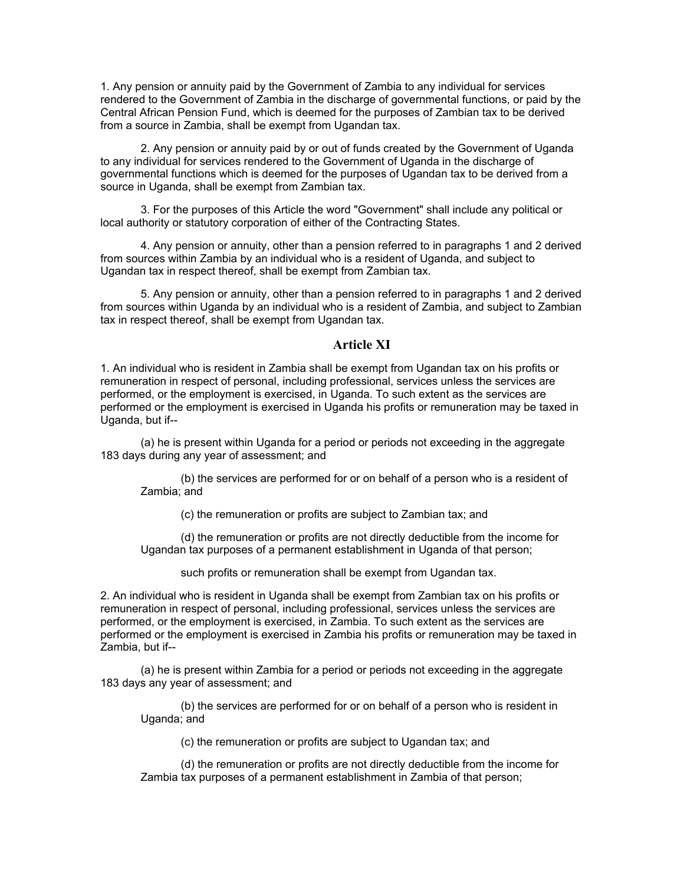1. Any pension or annuity paid by the Government of Zambia to any individual for services rendered to the Government of Zambia in the discharge of governmental functions, or paid by the Central African Pension Fund, which is deemed for the purposes of Zambian tax to be derived from a source in Zambia, shall be exempt from Ugandan tax.

2. Any pension or annuity paid by or out of funds created by the Government of Uganda to any individual for services rendered to the Government of Uganda in the discharge of governmental functions which is deemed for the purposes of Ugandan tax to be derived from a source in Uganda, shall be exempt from Zambian tax.

3. For the purposes of this Article the word "Government" shall include any political or local authority or statutory corporation of either of the Contracting States.

4. Any pension or annuity, other than a pension referred to in paragraphs 1 and 2 derived from sources within Zambia by an individual who is a resident of Uganda, and subject to Ugandan tax in respect thereof, shall be exempt from Zambian tax.

5. Any pension or annuity, other than a pension referred to in paragraphs 1 and 2 derived from sources within Uganda by an individual who is a resident of Zambia, and subject to Zambian tax in respect thereof, shall be exempt from Ugandan tax.

## Article XI

1. An individual who is resident in Zambia shall be exempt from Ugandan tax on his profits or remuneration in respect of personal, including professional, services unless the services are performed, or the employment is exercised, in Uganda. To such extent as the services are performed or the employment is exercised in Uganda his profits or remuneration may be taxed in Uganda, but if--

(a) he is present within Uganda for a period or periods not exceeding in the aggregate 183 days during any year of assessment; and

(b) the services are performed for or on behalf of a person who is a resident of Zambia; and

(c) the remuneration or profits are subject to Zambian tax; and

(d) the remuneration or profits are not directly deductible from the income for Ugandan tax purposes of a permanent establishment in Uganda of that person;

such profits or remuneration shall be exempt from Ugandan tax.

2. An individual who is resident in Uganda shall be exempt from Zambian tax on his profits or remuneration in respect of personal, including professional, services unless the services are performed, or the employment is exercised, in Zambia. To such extent as the services are performed or the employment is exercised in Zambia his profits or remuneration may be taxed in Zambia, but if--

(a) he is present within Zambia for a period or periods not exceeding in the aggregate 183 days any year of assessment; and

(b) the services are performed for or on behalf of a person who is resident in Uganda; and

(c) the remuneration or profits are subject to Ugandan tax; and

(d) the remuneration or profits are not directly deductible from the income for Zambia tax purposes of a permanent establishment in Zambia of that person;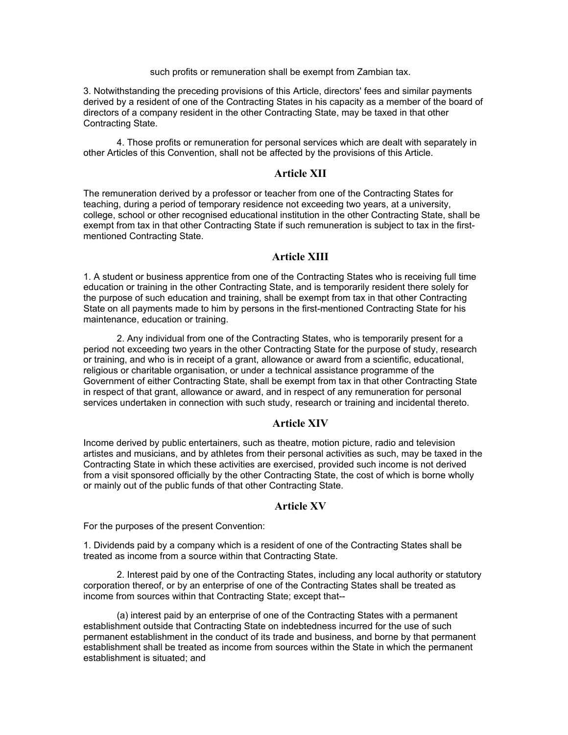such profits or remuneration shall be exempt from Zambian tax.

3. Notwithstanding the preceding provisions of this Article, directors' fees and similar payments derived by a resident of one of the Contracting States in his capacity as a member of the board of directors of a company resident in the other Contracting State, may be taxed in that other Contracting State.

4. Those profits or remuneration for personal services which are dealt with separately in other Articles of this Convention, shall not be affected by the provisions of this Article.

## Article XII

The remuneration derived by a professor or teacher from one of the Contracting States for teaching, during a period of temporary residence not exceeding two years, at a university, college, school or other recognised educational institution in the other Contracting State, shall be exempt from tax in that other Contracting State if such remuneration is subject to tax in the first-mentioned Contracting State.

## Article XIII

1. A student or business apprentice from one of the Contracting States who is receiving full time education or training in the other Contracting State, and is temporarily resident there solely for the purpose of such education and training, shall be exempt from tax in that other Contracting State on all payments made to him by persons in the first-mentioned Contracting State for his maintenance, education or training.

2. Any individual from one of the Contracting States, who is temporarily present for a period not exceeding two years in the other Contracting State for the purpose of study, research or training, and who is in receipt of a grant, allowance or award from a scientific, educational, religious or charitable organisation, or under a technical assistance programme of the Government of either Contracting State, shall be exempt from tax in that other Contracting State in respect of that grant, allowance or award, and in respect of any remuneration for personal services undertaken in connection with such study, research or training and incidental thereto.

## Article XIV

Income derived by public entertainers, such as theatre, motion picture, radio and television artistes and musicians, and by athletes from their personal activities as such, may be taxed in the Contracting State in which these activities are exercised, provided such income is not derived from a visit sponsored officially by the other Contracting State, the cost of which is borne wholly or mainly out of the public funds of that other Contracting State.

## Article XV

For the purposes of the present Convention:

1. Dividends paid by a company which is a resident of one of the Contracting States shall be treated as income from a source within that Contracting State.

2. Interest paid by one of the Contracting States, including any local authority or statutory corporation thereof, or by an enterprise of one of the Contracting States shall be treated as income from sources within that Contracting State; except that--

(a) interest paid by an enterprise of one of the Contracting States with a permanent establishment outside that Contracting State on indebtedness incurred for the use of such permanent establishment in the conduct of its trade and business, and borne by that permanent establishment shall be treated as income from sources within the State in which the permanent establishment is situated; and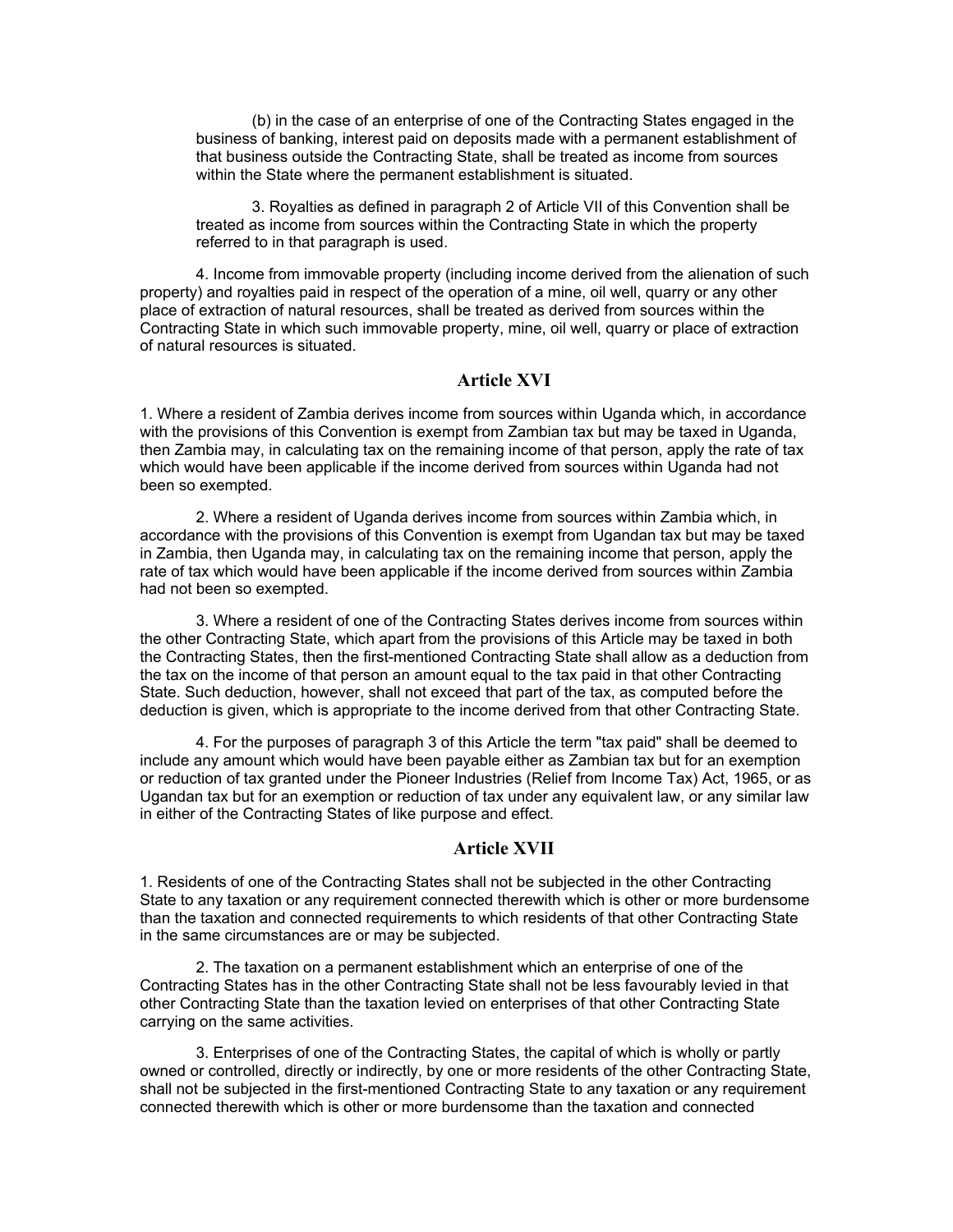(b) in the case of an enterprise of one of the Contracting States engaged in the business of banking, interest paid on deposits made with a permanent establishment of that business outside the Contracting State, shall be treated as income from sources within the State where the permanent establishment is situated.

3. Royalties as defined in paragraph 2 of Article VII of this Convention shall be treated as income from sources within the Contracting State in which the property referred to in that paragraph is used.

4. Income from immovable property (including income derived from the alienation of such property) and royalties paid in respect of the operation of a mine, oil well, quarry or any other place of extraction of natural resources, shall be treated as derived from sources within the Contracting State in which such immovable property, mine, oil well, quarry or place of extraction of natural resources is situated.

## Article XVI

1. Where a resident of Zambia derives income from sources within Uganda which, in accordance with the provisions of this Convention is exempt from Zambian tax but may be taxed in Uganda, then Zambia may, in calculating tax on the remaining income of that person, apply the rate of tax which would have been applicable if the income derived from sources within Uganda had not been so exempted.

2. Where a resident of Uganda derives income from sources within Zambia which, in accordance with the provisions of this Convention is exempt from Ugandan tax but may be taxed in Zambia, then Uganda may, in calculating tax on the remaining income that person, apply the rate of tax which would have been applicable if the income derived from sources within Zambia had not been so exempted.

3. Where a resident of one of the Contracting States derives income from sources within the other Contracting State, which apart from the provisions of this Article may be taxed in both the Contracting States, then the first-mentioned Contracting State shall allow as a deduction from the tax on the income of that person an amount equal to the tax paid in that other Contracting State. Such deduction, however, shall not exceed that part of the tax, as computed before the deduction is given, which is appropriate to the income derived from that other Contracting State.

4. For the purposes of paragraph 3 of this Article the term "tax paid" shall be deemed to include any amount which would have been payable either as Zambian tax but for an exemption or reduction of tax granted under the Pioneer Industries (Relief from Income Tax) Act, 1965, or as Ugandan tax but for an exemption or reduction of tax under any equivalent law, or any similar law in either of the Contracting States of like purpose and effect.

## Article XVII

1. Residents of one of the Contracting States shall not be subjected in the other Contracting State to any taxation or any requirement connected therewith which is other or more burdensome than the taxation and connected requirements to which residents of that other Contracting State in the same circumstances are or may be subjected.

2. The taxation on a permanent establishment which an enterprise of one of the Contracting States has in the other Contracting State shall not be less favourably levied in that other Contracting State than the taxation levied on enterprises of that other Contracting State carrying on the same activities.

3. Enterprises of one of the Contracting States, the capital of which is wholly or partly owned or controlled, directly or indirectly, by one or more residents of the other Contracting State, shall not be subjected in the first-mentioned Contracting State to any taxation or any requirement connected therewith which is other or more burdensome than the taxation and connected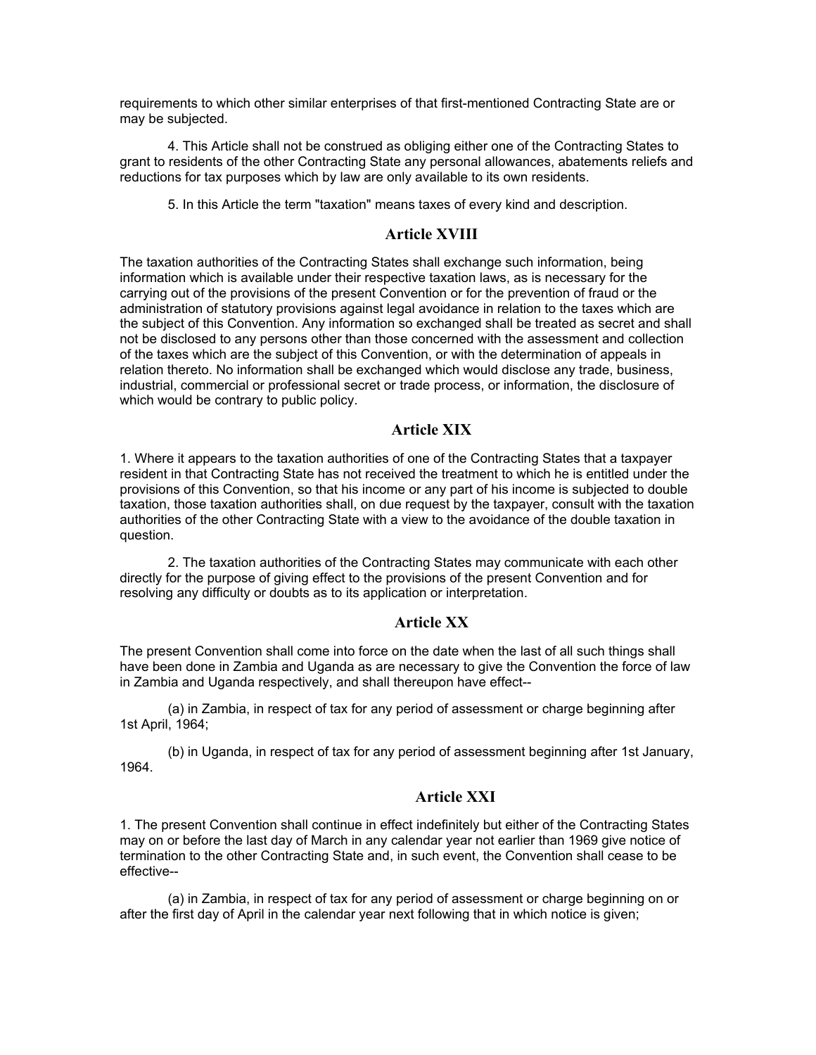requirements to which other similar enterprises of that first-mentioned Contracting State are or may be subjected.

4. This Article shall not be construed as obliging either one of the Contracting States to grant to residents of the other Contracting State any personal allowances, abatements reliefs and reductions for tax purposes which by law are only available to its own residents.

5. In this Article the term "taxation" means taxes of every kind and description.

## Article XVIII

The taxation authorities of the Contracting States shall exchange such information, being information which is available under their respective taxation laws, as is necessary for the carrying out of the provisions of the present Convention or for the prevention of fraud or the administration of statutory provisions against legal avoidance in relation to the taxes which are the subject of this Convention. Any information so exchanged shall be treated as secret and shall not be disclosed to any persons other than those concerned with the assessment and collection of the taxes which are the subject of this Convention, or with the determination of appeals in relation thereto. No information shall be exchanged which would disclose any trade, business, industrial, commercial or professional secret or trade process, or information, the disclosure of which would be contrary to public policy.

## Article XIX

1. Where it appears to the taxation authorities of one of the Contracting States that a taxpayer resident in that Contracting State has not received the treatment to which he is entitled under the provisions of this Convention, so that his income or any part of his income is subjected to double taxation, those taxation authorities shall, on due request by the taxpayer, consult with the taxation authorities of the other Contracting State with a view to the avoidance of the double taxation in question.

2. The taxation authorities of the Contracting States may communicate with each other directly for the purpose of giving effect to the provisions of the present Convention and for resolving any difficulty or doubts as to its application or interpretation.

## Article XX

The present Convention shall come into force on the date when the last of all such things shall have been done in Zambia and Uganda as are necessary to give the Convention the force of law in Zambia and Uganda respectively, and shall thereupon have effect--

(a) in Zambia, in respect of tax for any period of assessment or charge beginning after 1st April, 1964;

(b) in Uganda, in respect of tax for any period of assessment beginning after 1st January, 1964.

## Article XXI

1. The present Convention shall continue in effect indefinitely but either of the Contracting States may on or before the last day of March in any calendar year not earlier than 1969 give notice of termination to the other Contracting State and, in such event, the Convention shall cease to be effective--

(a) in Zambia, in respect of tax for any period of assessment or charge beginning on or after the first day of April in the calendar year next following that in which notice is given;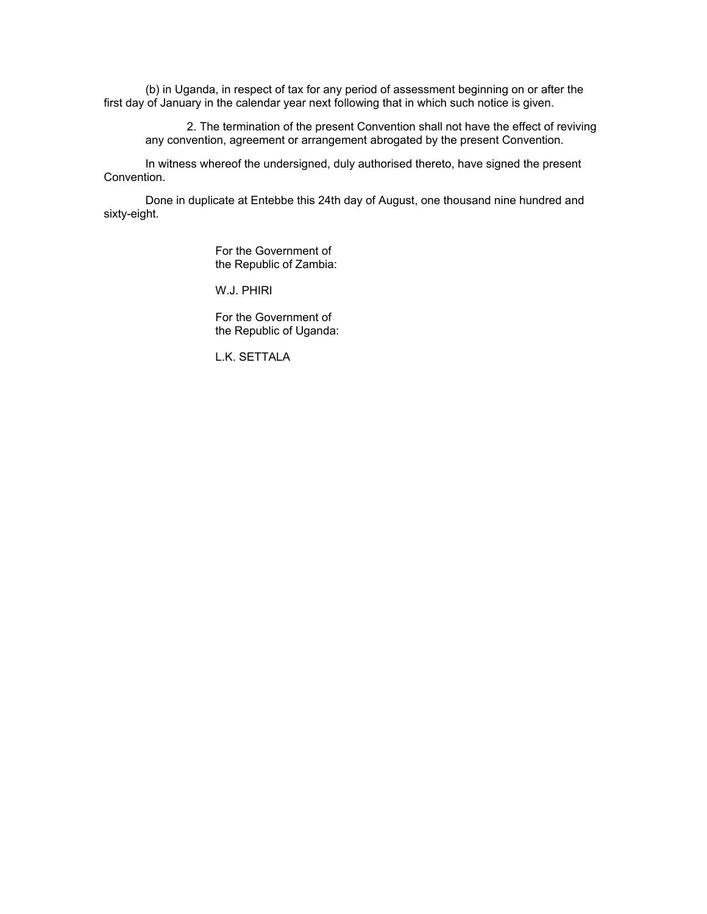(b) in Uganda, in respect of tax for any period of assessment beginning on or after the first day of January in the calendar year next following that in which such notice is given.

2. The termination of the present Convention shall not have the effect of reviving any convention, agreement or arrangement abrogated by the present Convention.

In witness whereof the undersigned, duly authorised thereto, have signed the present Convention.

Done in duplicate at Entebbe this 24th day of August, one thousand nine hundred and sixty-eight.

For the Government of
the Republic of Zambia:

W.J. PHIRI

For the Government of
the Republic of Uganda:

L.K. SETTALA